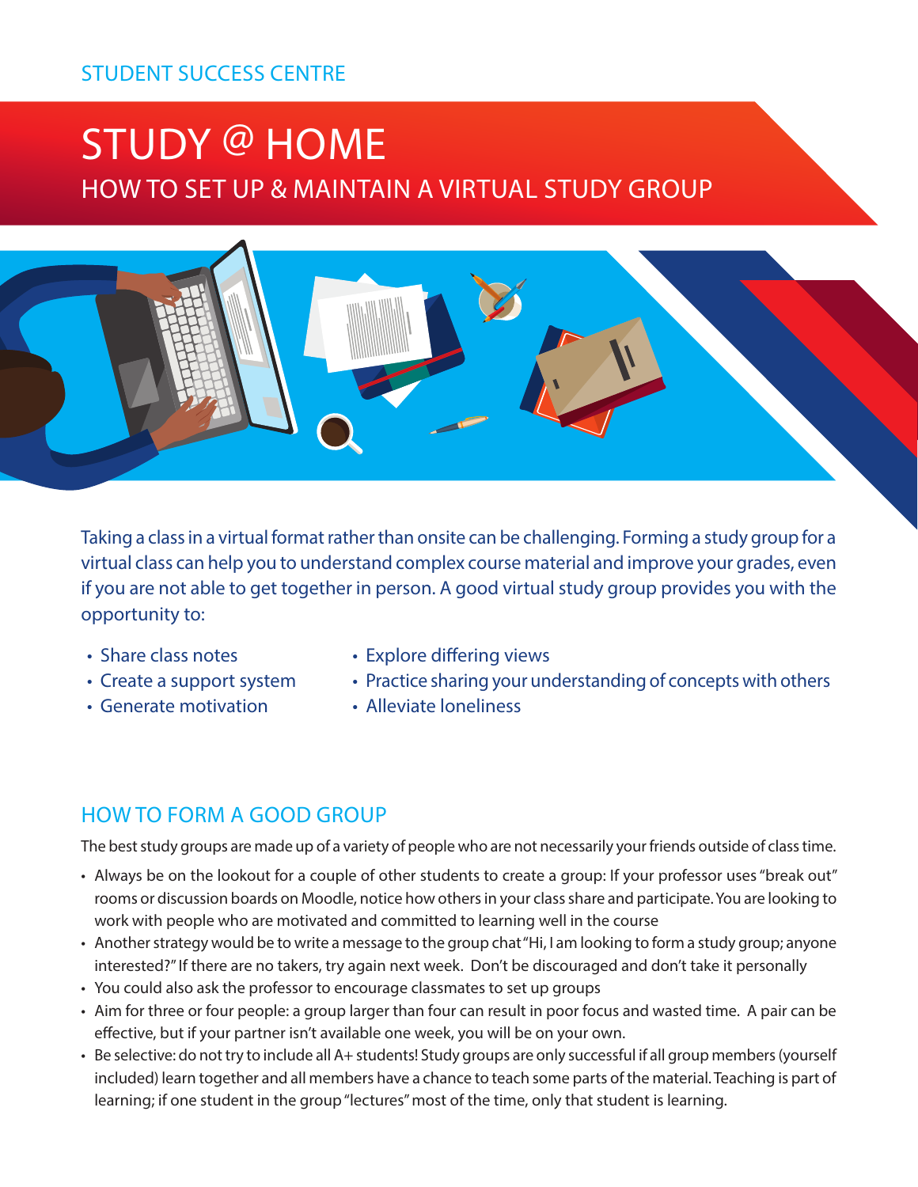STUDENT SUCCESS CENTRE

# STUDY @ HOME

## HOW TO SET UP & MAINTAIN A VIRTUAL STUDY GROUP

Taking a class in a virtual format rather than onsite can be challenging. Forming a study group for a virtual class can help you to understand complex course material and improve your grades, even if you are not able to get together in person. A good virtual study group provides you with the opportunity to:

- Share class notes
- Create a support system
- Generate motivation
- Explore differing views
- Practice sharing your understanding of concepts with others
- Alleviate loneliness

## HOW TO FORM A GOOD GROUP

The best study groups are made up of a variety of people who are not necessarily your friends outside of class time.

- Always be on the lookout for a couple of other students to create a group: If your professor uses "break out" rooms or discussion boards on Moodle, notice how others in your class share and participate. You are looking to work with people who are motivated and committed to learning well in the course
- Another strategy would be to write a message to the group chat "Hi, I am looking to form a study group; anyone interested?" If there are no takers, try again next week. Don't be discouraged and don't take it personally
- You could also ask the professor to encourage classmates to set up groups
- Aim for three or four people: a group larger than four can result in poor focus and wasted time. A pair can be effective, but if your partner isn't available one week, you will be on your own.
- Be selective: do not try to include all A+ students! Study groups are only successful if all group members (yourself included) learn together and all members have a chance to teach some parts of the material. Teaching is part of learning; if one student in the group "lectures" most of the time, only that student is learning.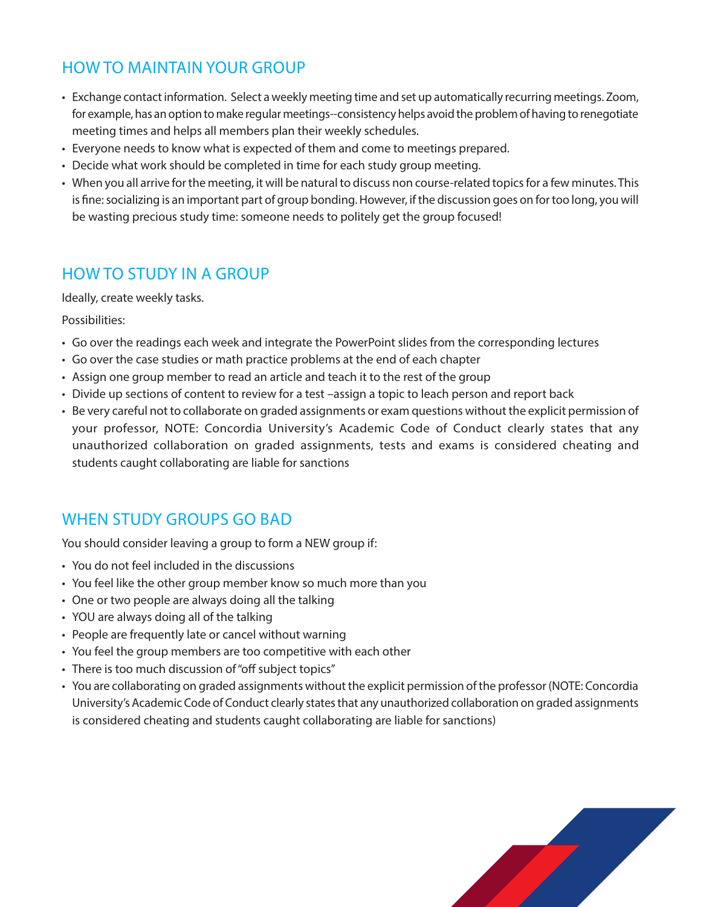## HOW TO MAINTAIN YOUR GROUP

- Exchange contact information. Select a weekly meeting time and set up automatically recurring meetings. Zoom, for example, has an option to make regular meetings--consistency helps avoid the problem of having to renegotiate meeting times and helps all members plan their weekly schedules.
- Everyone needs to know what is expected of them and come to meetings prepared.
- Decide what work should be completed in time for each study group meeting.
- When you all arrive for the meeting, it will be natural to discuss non course-related topics for a few minutes. This is fine: socializing is an important part of group bonding. However, if the discussion goes on for too long, you will be wasting precious study time: someone needs to politely get the group focused!

## HOW TO STUDY IN A GROUP

Ideally, create weekly tasks.

Possibilities:

- Go over the readings each week and integrate the PowerPoint slides from the corresponding lectures
- Go over the case studies or math practice problems at the end of each chapter
- Assign one group member to read an article and teach it to the rest of the group
- Divide up sections of content to review for a test –assign a topic to leach person and report back
- Be very careful not to collaborate on graded assignments or exam questions without the explicit permission of your professor, NOTE: Concordia University's Academic Code of Conduct clearly states that any unauthorized collaboration on graded assignments, tests and exams is considered cheating and students caught collaborating are liable for sanctions

## WHEN STUDY GROUPS GO BAD

You should consider leaving a group to form a NEW group if:

- You do not feel included in the discussions
- You feel like the other group member know so much more than you
- One or two people are always doing all the talking
- YOU are always doing all of the talking
- People are frequently late or cancel without warning
- You feel the group members are too competitive with each other
- There is too much discussion of "off subject topics"
- You are collaborating on graded assignments without the explicit permission of the professor (NOTE: Concordia University's Academic Code of Conduct clearly states that any unauthorized collaboration on graded assignments is considered cheating and students caught collaborating are liable for sanctions)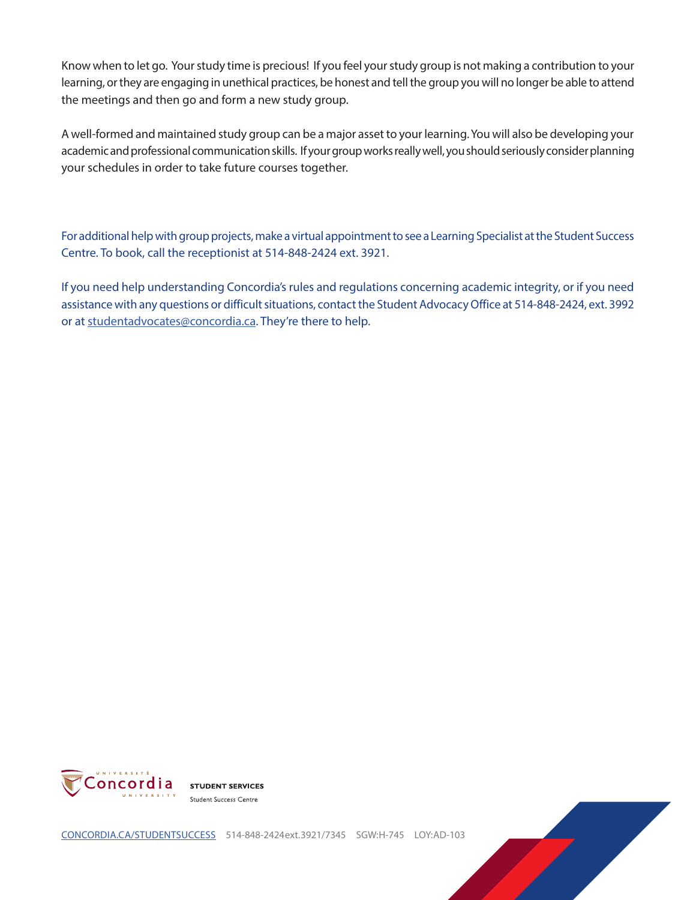Know when to let go. Your study time is precious! If you feel your study group is not making a contribution to your learning, or they are engaging in unethical practices, be honest and tell the group you will no longer be able to attend the meetings and then go and form a new study group.

A well-formed and maintained study group can be a major asset to your learning. You will also be developing your academic and professional communication skills. If your group works really well, you should seriously consider planning your schedules in order to take future courses together.

For additional help with group projects, make a virtual appointment to see a Learning Specialist at the Student Success Centre. To book, call the receptionist at 514-848-2424 ext. 3921.

If you need help understanding Concordia's rules and regulations concerning academic integrity, or if you need assistance with any questions or difficult situations, contact the Student Advocacy Office at 514-848-2424, ext. 3992 or at studentadvocates@concordia.ca. They're there to help.

Université Concordia University

**STUDENT SERVICES**

Student Success Centre

CONCORDIA.CA/STUDENTSUCCESS 514-848-2424ext.3921/7345 SGW:H-745 LOY:AD-103